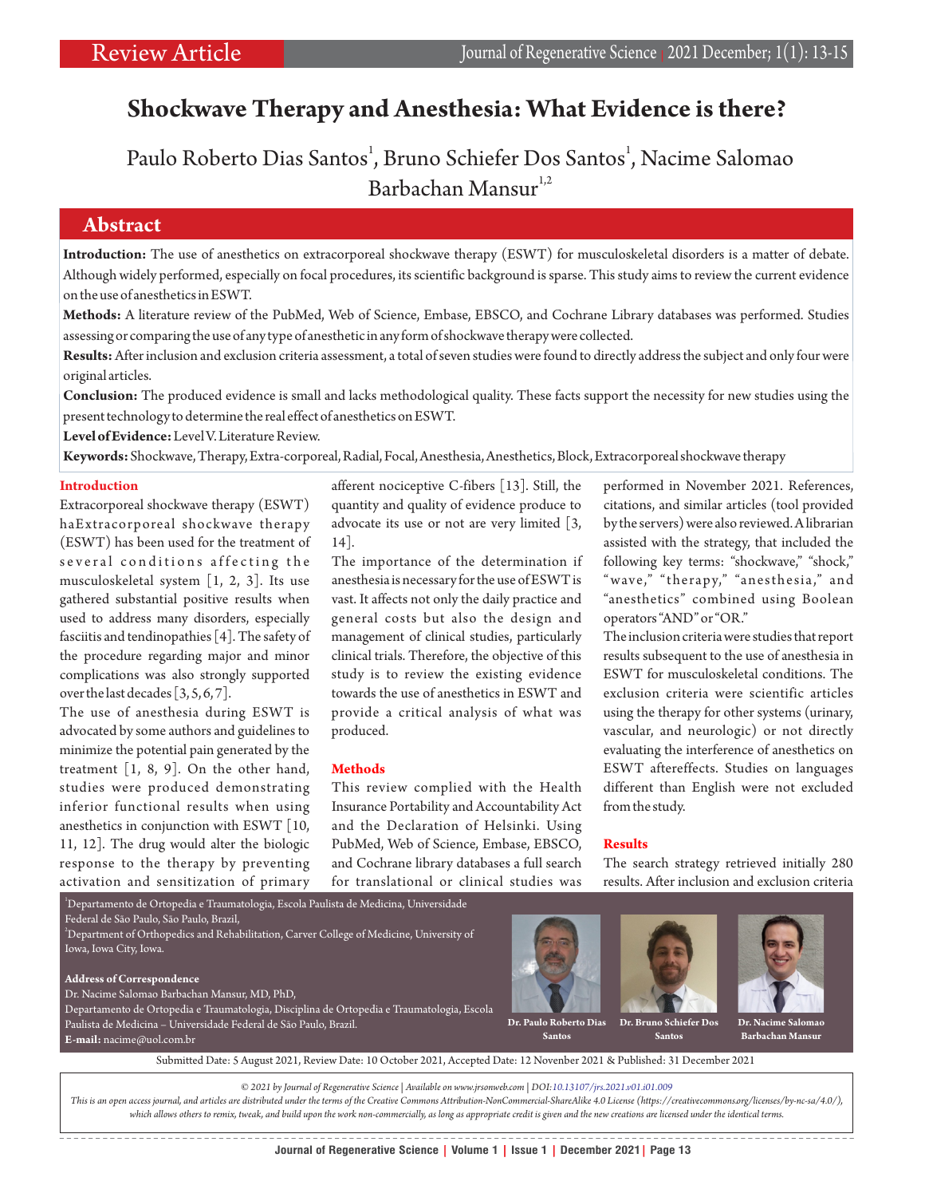Review Article

# Shockwave Therapy and Anesthesia: What Evidence is there?

Paulo Roberto Dias Santos[1], Bruno Schiefer Dos Santos[1], Nacime Salomao Barbachan Mansur[1,2]

## Abstract

**Introduction:** The use of anesthetics on extracorporeal shockwave therapy (ESWT) for musculoskeletal disorders is a matter of debate. Although widely performed, especially on focal procedures, its scientific background is sparse. This study aims to review the current evidence on the use of anesthetics in ESWT.

**Methods:** A literature review of the PubMed, Web of Science, Embase, EBSCO, and Cochrane Library databases was performed. Studies assessing or comparing the use of any type of anesthetic in any form of shockwave therapy were collected.

**Results:** After inclusion and exclusion criteria assessment, a total of seven studies were found to directly address the subject and only four were original articles.

**Conclusion:** The produced evidence is small and lacks methodological quality. These facts support the necessity for new studies using the present technology to determine the real effect of anesthetics on ESWT.

**Level of Evidence:** Level V. Literature Review.

**Keywords:** Shockwave, Therapy, Extra-corporeal, Radial, Focal, Anesthesia, Anesthetics, Block, Extracorporeal shockwave therapy

## Introduction

Extracorporeal shockwave therapy (ESWT) haExtracorporeal shockwave therapy (ESWT) has been used for the treatment of several conditions affecting the musculoskeletal system [1, 2, 3]. Its use gathered substantial positive results when used to address many disorders, especially fasciitis and tendinopathies [4]. The safety of the procedure regarding major and minor complications was also strongly supported over the last decades [3, 5, 6, 7].

The use of anesthesia during ESWT is advocated by some authors and guidelines to minimize the potential pain generated by the treatment [1, 8, 9]. On the other hand, studies were produced demonstrating inferior functional results when using anesthetics in conjunction with ESWT [10, 11, 12]. The drug would alter the biologic response to the therapy by preventing activation and sensitization of primary afferent nociceptive C-fibers [13]. Still, the quantity and quality of evidence produce to advocate its use or not are very limited [3, 14].

The importance of the determination if anesthesia is necessary for the use of ESWT is vast. It affects not only the daily practice and general costs but also the design and management of clinical studies, particularly clinical trials. Therefore, the objective of this study is to review the existing evidence towards the use of anesthetics in ESWT and provide a critical analysis of what was produced.

## Methods

This review complied with the Health Insurance Portability and Accountability Act and the Declaration of Helsinki. Using PubMed, Web of Science, Embase, EBSCO, and Cochrane library databases a full search for translational or clinical studies was performed in November 2021. References, citations, and similar articles (tool provided by the servers) were also reviewed. A librarian assisted with the strategy, that included the following key terms: "shockwave," "shock," "wave," "therapy," "anesthesia," and "anesthetics" combined using Boolean operators "AND" or "OR."

The inclusion criteria were studies that report results subsequent to the use of anesthesia in ESWT for musculoskeletal conditions. The exclusion criteria were scientific articles using the therapy for other systems (urinary, vascular, and neurologic) or not directly evaluating the interference of anesthetics on ESWT aftereffects. Studies on languages different than English were not excluded from the study.

## Results

The search strategy retrieved initially 280 results. After inclusion and exclusion criteria

---

[1]Departamento de Ortopedia e Traumatologia, Escola Paulista de Medicina, Universidade Federal de São Paulo, São Paulo, Brazil,
[2]Department of Orthopedics and Rehabilitation, Carver College of Medicine, University of Iowa, Iowa City, Iowa.

**Address of Correspondence**
Dr. Nacime Salomao Barbachan Mansur, MD, PhD,
Departamento de Ortopedia e Traumatologia, Disciplina de Ortopedia e Traumatologia, Escola Paulista de Medicina – Universidade Federal de São Paulo, Brazil.
**E-mail:** nacime@uol.com.br

**Dr. Paulo Roberto Dias Santos** | **Dr. Bruno Schiefer Dos Santos** | **Dr. Nacime Salomao Barbachan Mansur**

Submitted Date: 5 August 2021, Review Date: 10 October 2021, Accepted Date: 12 November 2021 & Published: 31 December 2021

*© 2021 by Journal of Regenerative Science | Available on www.jrsonweb.com | DOI:10.13107/jrs.2021.v01.i01.009*

*This is an open access journal, and articles are distributed under the terms of the Creative Commons Attribution-NonCommercial-ShareAlike 4.0 License (https://creativecommons.org/licenses/by-nc-sa/4.0/), which allows others to remix, tweak, and build upon the work non-commercially, as long as appropriate credit is given and the new creations are licensed under the identical terms.*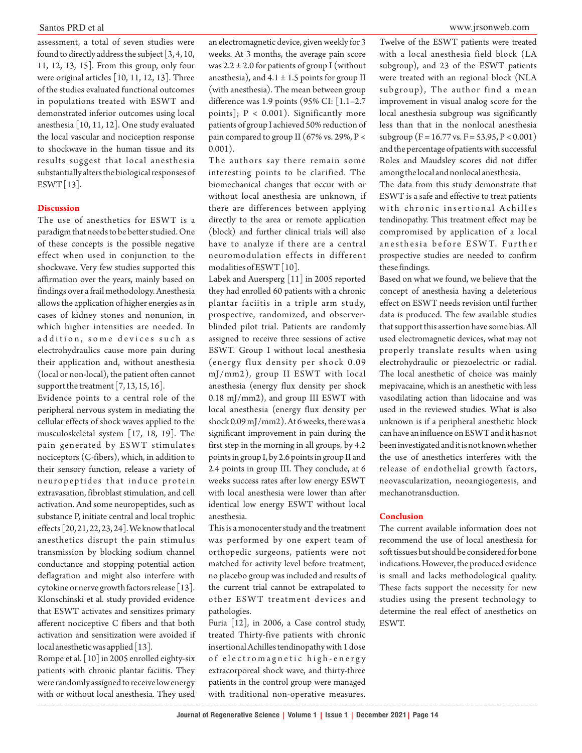assessment, a total of seven studies were found to directly address the subject [3, 4, 10, 11, 12, 13, 15]. From this group, only four were original articles [10, 11, 12, 13]. Three of the studies evaluated functional outcomes in populations treated with ESWT and demonstrated inferior outcomes using local anesthesia [10, 11, 12]. One study evaluated the local vascular and nociception response to shockwave in the human tissue and its results suggest that local anesthesia substantially alters the biological responses of ESWT [13].

## Discussion

The use of anesthetics for ESWT is a paradigm that needs to be better studied. One of these concepts is the possible negative effect when used in conjunction to the shockwave. Very few studies supported this affirmation over the years, mainly based on findings over a frail methodology. Anesthesia allows the application of higher energies as in cases of kidney stones and nonunion, in which higher intensities are needed. In addition, some devices such as electrohydraulics cause more pain during their application and, without anesthesia (local or non-local), the patient often cannot support the treatment [7, 13, 15, 16].

Evidence points to a central role of the peripheral nervous system in mediating the cellular effects of shock waves applied to the musculoskeletal system [17, 18, 19]. The pain generated by ESWT stimulates nociceptors (C-fibers), which, in addition to their sensory function, release a variety of neuropeptides that induce protein extravasation, fibroblast stimulation, and cell activation. And some neuropeptides, such as substance P, initiate central and local trophic effects [20, 21, 22, 23, 24]. We know that local anesthetics disrupt the pain stimulus transmission by blocking sodium channel conductance and stopping potential action deflagration and might also interfere with cytokine or nerve growth factors release [13]. Klonschinski et al. study provided evidence that ESWT activates and sensitizes primary afferent nociceptive C fibers and that both activation and sensitization were avoided if local anesthetic was applied [13].

Rompe et al. [10] in 2005 enrolled eighty-six patients with chronic plantar faciitis. They were randomly assigned to receive low energy with or without local anesthesia. They used an electromagnetic device, given weekly for 3 weeks. At 3 months, the average pain score was 2.2 ± 2.0 for patients of group I (without anesthesia), and 4.1 ± 1.5 points for group II (with anesthesia). The mean between group difference was 1.9 points (95% CI: [1.1–2.7 points]; $P < 0.001$). Significantly more patients of group I achieved 50% reduction of pain compared to group II (67% vs. 29%, $P < 0.001$).

The authors say there remain some interesting points to be clarified. The biomechanical changes that occur with or without local anesthesia are unknown, if there are differences between applying directly to the area or remote application (block) and further clinical trials will also have to analyze if there are a central neuromodulation effects in different modalities of ESWT [10].

Labek and Auersperg [11] in 2005 reported they had enrolled 60 patients with a chronic plantar faciitis in a triple arm study, prospective, randomized, and observer-blinded pilot trial. Patients are randomly assigned to receive three sessions of active ESWT. Group I without local anesthesia (energy flux density per shock 0.09 mJ/mm2), group II ESWT with local anesthesia (energy flux density per shock 0.18 mJ/mm2), and group III ESWT with local anesthesia (energy flux density per shock 0.09 mJ/mm2). At 6 weeks, there was a significant improvement in pain during the first step in the morning in all groups, by 4.2 points in group I, by 2.6 points in group II and 2.4 points in group III. They conclude, at 6 weeks success rates after low energy ESWT with local anesthesia were lower than after identical low energy ESWT without local anesthesia.

This is a monocenter study and the treatment was performed by one expert team of orthopedic surgeons, patients were not matched for activity level before treatment, no placebo group was included and results of the current trial cannot be extrapolated to other ESWT treatment devices and pathologies.

Furia [12], in 2006, a Case control study, treated Thirty-five patients with chronic insertional Achilles tendinopathy with 1 dose of electromagnetic high-energy extracorporeal shock wave, and thirty-three patients in the control group were managed with traditional non-operative measures. Twelve of the ESWT patients were treated with a local anesthesia field block (LA subgroup), and 23 of the ESWT patients were treated with an regional block (NLA subgroup), The author find a mean improvement in visual analog score for the local anesthesia subgroup was significantly less than that in the nonlocal anesthesia subgroup ($F = 16.77$ vs. $F = 53.95$, $P < 0.001$) and the percentage of patients with successful Roles and Maudsley scores did not differ among the local and nonlocal anesthesia.

The data from this study demonstrate that ESWT is a safe and effective to treat patients with chronic insertional Achilles tendinopathy. This treatment effect may be compromised by application of a local anesthesia before ESWT. Further prospective studies are needed to confirm these findings.

Based on what we found, we believe that the concept of anesthesia having a deleterious effect on ESWT needs revision until further data is produced. The few available studies that support this assertion have some bias. All used electromagnetic devices, what may not properly translate results when using electrohydraulic or piezoelectric or radial. The local anesthetic of choice was mainly mepivacaine, which is an anesthetic with less vasodilating action than lidocaine and was used in the reviewed studies. What is also unknown is if a peripheral anesthetic block can have an influence on ESWT and it has not been investigated and it is not known whether the use of anesthetics interferes with the release of endothelial growth factors, neovascularization, neoangiogenesis, and mechanotransduction.

## Conclusion

The current available information does not recommend the use of local anesthesia for soft tissues but should be considered for bone indications. However, the produced evidence is small and lacks methodological quality. These facts support the necessity for new studies using the present technology to determine the real effect of anesthetics on ESWT.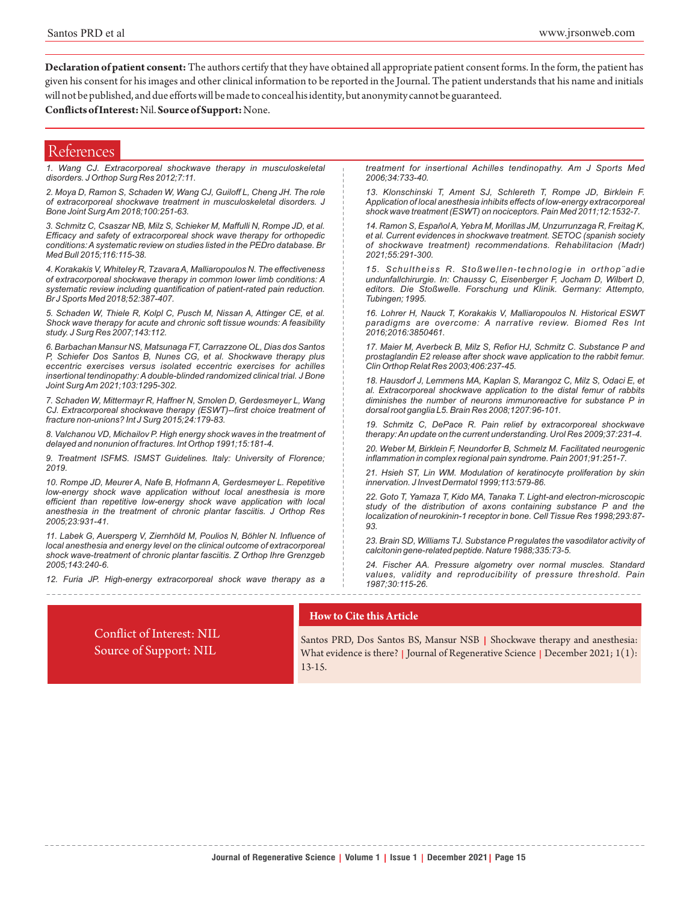**Declaration of patient consent:** The authors certify that they have obtained all appropriate patient consent forms. In the form, the patient has given his consent for his images and other clinical information to be reported in the Journal. The patient understands that his name and initials will not be published, and due efforts will be made to conceal his identity, but anonymity cannot be guaranteed.

**Conflicts of Interest:** Nil. **Source of Support:** None.

## References

1. Wang CJ. Extracorporeal shockwave therapy in musculoskeletal disorders. J Orthop Surg Res 2012;7:11.
2. Moya D, Ramon S, Schaden W, Wang CJ, Guiloff L, Cheng JH. The role of extracorporeal shockwave treatment in musculoskeletal disorders. J Bone Joint Surg Am 2018;100:251-63.
3. Schmitz C, Csaszar NB, Milz S, Schieker M, Maffulli N, Rompe JD, et al. Efficacy and safety of extracorporeal shock wave therapy for orthopedic conditions: A systematic review on studies listed in the PEDro database. Br Med Bull 2015;116:115-38.
4. Korakakis V, Whiteley R, Tzavara A, Malliaropoulos N. The effectiveness of extracorporeal shockwave therapy in common lower limb conditions: A systematic review including quantification of patient-rated pain reduction. Br J Sports Med 2018;52:387-407.
5. Schaden W, Thiele R, Kolpl C, Pusch M, Nissan A, Attinger CE, et al. Shock wave therapy for acute and chronic soft tissue wounds: A feasibility study. J Surg Res 2007;143:112.
6. Barbachan Mansur NS, Matsunaga FT, Carrazzone OL, Dias dos Santos P, Schiefer Dos Santos B, Nunes CG, et al. Shockwave therapy plus eccentric exercises versus isolated eccentric exercises for achilles insertional tendinopathy: A double-blinded randomized clinical trial. J Bone Joint Surg Am 2021;103:1295-302.
7. Schaden W, Mittermayr R, Haffner N, Smolen D, Gerdesmeyer L, Wang CJ. Extracorporeal shockwave therapy (ESWT)--first choice treatment of fracture non-unions? Int J Surg 2015;24:179-83.
8. Valchanou VD, Michailov P. High energy shock waves in the treatment of delayed and nonunion of fractures. Int Orthop 1991;15:181-4.
9. Treatment ISFMS. ISMST Guidelines. Italy: University of Florence; 2019.
10. Rompe JD, Meurer A, Nafe B, Hofmann A, Gerdesmeyer L. Repetitive low-energy shock wave application without local anesthesia is more efficient than repetitive low-energy shock wave application with local anesthesia in the treatment of chronic plantar fasciitis. J Orthop Res 2005;23:931-41.
11. Labek G, Auersperg V, Ziernhöld M, Poulios N, Böhler N. Influence of local anesthesia and energy level on the clinical outcome of extracorporeal shock wave-treatment of chronic plantar fasciitis. Z Orthop Ihre Grenzgeb 2005;143:240-6.
12. Furia JP. High-energy extracorporeal shock wave therapy as a treatment for insertional Achilles tendinopathy. Am J Sports Med 2006;34:733-40.
13. Klonschinski T, Ament SJ, Schlereth T, Rompe JD, Birklein F. Application of local anesthesia inhibits effects of low-energy extracorporeal shock wave treatment (ESWT) on nociceptors. Pain Med 2011;12:1532-7.
14. Ramon S, Español A, Yebra M, Morillas JM, Unzurrunzaga R, Freitag K, et al. Current evidences in shockwave treatment. SETOC (spanish society of shockwave treatment) recommendations. Rehabilitacion (Madr) 2021;55:291-300.
15. Schultheiss R. Stoßwellen-technologie in orthop¨adie undunfallchirurgie. In: Chaussy C, Eisenberger F, Jocham D, Wilbert D, editors. Die Stoßwelle. Forschung und Klinik. Germany: Attempto, Tubingen; 1995.
16. Lohrer H, Nauck T, Korakakis V, Malliaropoulos N. Historical ESWT paradigms are overcome: A narrative review. Biomed Res Int 2016;2016:3850461.
17. Maier M, Averbeck B, Milz S, Refior HJ, Schmitz C. Substance P and prostaglandin E2 release after shock wave application to the rabbit femur. Clin Orthop Relat Res 2003;406:237-45.
18. Hausdorf J, Lemmens MA, Kaplan S, Marangoz C, Milz S, Odaci E, et al. Extracorporeal shockwave application to the distal femur of rabbits diminishes the number of neurons immunoreactive for substance P in dorsal root ganglia L5. Brain Res 2008;1207:96-101.
19. Schmitz C, DePace R. Pain relief by extracorporeal shockwave therapy: An update on the current understanding. Urol Res 2009;37:231-4.
20. Weber M, Birklein F, Neundorfer B, Schmelz M. Facilitated neurogenic inflammation in complex regional pain syndrome. Pain 2001;91:251-7.
21. Hsieh ST, Lin WM. Modulation of keratinocyte proliferation by skin innervation. J Invest Dermatol 1999;113:579-86.
22. Goto T, Yamaza T, Kido MA, Tanaka T. Light-and electron-microscopic study of the distribution of axons containing substance P and the localization of neurokinin-1 receptor in bone. Cell Tissue Res 1998;293:87-93.
23. Brain SD, Williams TJ. Substance P regulates the vasodilator activity of calcitonin gene-related peptide. Nature 1988;335:73-5.
24. Fischer AA. Pressure algometry over normal muscles. Standard values, validity and reproducibility of pressure threshold. Pain 1987;30:115-26.

Conflict of Interest: NIL
Source of Support: NIL

**How to Cite this Article**

Santos PRD, Dos Santos BS, Mansur NSB | Shockwave therapy and anesthesia: What evidence is there? | Journal of Regenerative Science | December 2021; 1(1): 13-15.